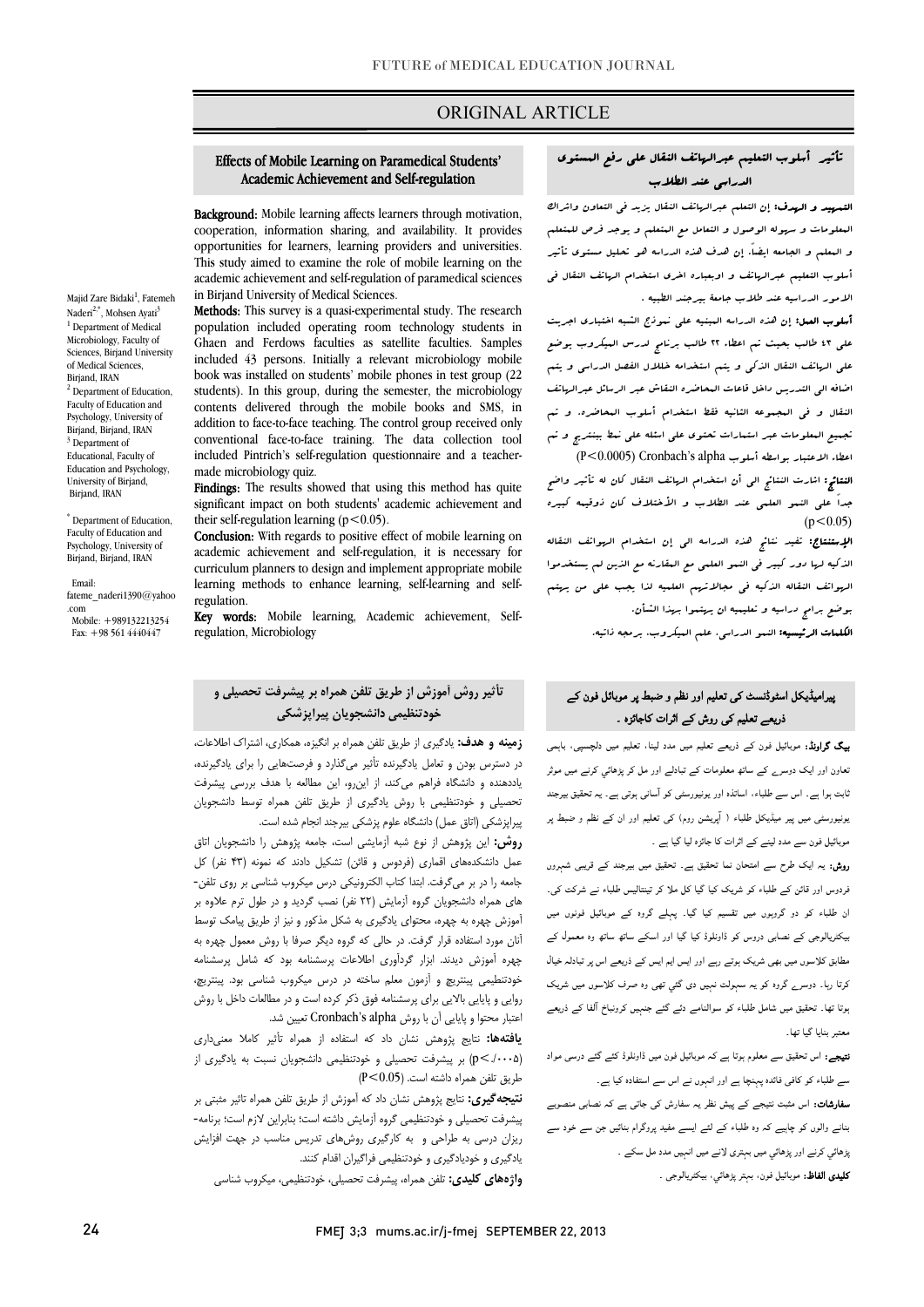ORIGINAL ARTICLE

# Effects of Mobile Learning on Paramedical Students' Academic Achievement and Self-regulation

Majid Zare Bidaki[1], Fatemeh Naderi[2,*], Mohsen Ayati[3]

[1] Department of Medical Microbiology, Faculty of Sciences, Birjand University of Medical Sciences, Birjand, IRAN

[2] Department of Education, Faculty of Education and Psychology, University of Birjand, Birjand, IRAN

[3] Department of Educational, Faculty of Education and Psychology, University of Birjand, Birjand, IRAN

[*] Department of Education, Faculty of Education and Psychology, University of Birjand, Birjand, IRAN

Email: fateme_naderi1390@yahoo.com

Mobile: +989132213254

Fax: +98 561 4440447

**Background:** Mobile learning affects learners through motivation, cooperation, information sharing, and availability. It provides opportunities for learners, learning providers and universities. This study aimed to examine the role of mobile learning on the academic achievement and self-regulation of paramedical sciences in Birjand University of Medical Sciences.

**Methods:** This survey is a quasi-experimental study. The research population included operating room technology students in Ghaen and Ferdows faculties as satellite faculties. Samples included 43 persons. Initially a relevant microbiology mobile book was installed on students' mobile phones in test group (22 students). In this group, during the semester, the microbiology contents delivered through the mobile books and SMS, in addition to face-to-face teaching. The control group received only conventional face-to-face training. The data collection tool included Pintrich's self-regulation questionnaire and a teacher-made microbiology quiz.

**Findings:** The results showed that using this method has quite significant impact on both students' academic achievement and their self-regulation learning ($p<0.05$).

**Conclusion:** With regards to positive effect of mobile learning on academic achievement and self-regulation, it is necessary for curriculum planners to design and implement appropriate mobile learning methods to enhance learning, self-learning and self-regulation.

**Key words:** Mobile learning, Academic achievement, Self-regulation, Microbiology

# تأثیر أسلوب التعلیم عبرالهواتف النقال علی رفع المستوی الدراسی عند الطلاب

**التمهید و الهدف:** إن التعلم عبرالهواتف النقال یزید فی التعاون واشراك المعلومات و سهوله الوصول و التعامل مع المتعلم و یوجد فرص للمتعلم و المعلم و الجامعه ایضاً. إن هدف هذه الدراسه هو تحلیل مستوی تأثیر أسلوب التعلیم عبرالهواتف و اوبعباره اخری استخدام الهواتف النقال فی الامور الدراسیه عند طلاب جامعة بیرجند الطبیه .

**أسلوب العمل:** إن هذه الدراسه المبنیه علی نموذج الشبه اختباری اجریت علی ٤٣ طالب بحیث تم اعطاء ٢٢ طالب برنامج لدرس المیکروب بوضع علی الهواتف النقال الذکی و یتم استخدامه خلال الفصل الدراسی و یتم اضافه الی التدریس داخل قاعات المحاضره النقاش عبر الرسائل عبرالهواتف النقال و فی المجموعه الثانیه فقط استخدام أسلوب المحاضره. و تم تجمیع المعلومات عبر استمارات تحتوی علی اسئله علی نمط بینتریچ و تم اعطاء الاعتبار بواسطه أسلوب Cronbach's alpha ($P<0.0005$)

**النتائج:** اشارت النتائج الی أن استخدام الهواتف النقال کان له تأثیر واضح جداً علی النمو العلمی عند الطلاب و الأختلاف کان ذوقیمه کبیره ($p<0.05$)

**الإستنتاج:** تفید نتائج هذه الدراسه الی إن استخدام الهواتف النقاله الذکیه لها دور کبیر فی النمو العلمی مع المقارنه مع الذین لم یستخدموا الهواتف النقاله الذکیه فی مجالاتهم العلمیه لذا یجب علی من یهتم بوضع برامج دراسیه و تعلیمیه ان یهتموا بهذا الشأن.

**الکلمات الرئیسیه:** النمو الدراسی، علم المیکروب، برمجه ذاتیه.

# تأثیر روش آموزش از طریق تلفن همراه بر پیشرفت تحصیلی و خودتنظیمی دانشجویان پیراپزشکی

**زمینه و هدف:** یادگیری از طریق تلفن همراه با انگیزه، همکاری، اشتراک اطلاعات، در دسترس بودن و تعامل یادگیرنده تأثیر می‌گذارد و فرصت‌هایی را برای یادگیرنده، یاددهنده و دانشگاه فراهم می‌کند، از این‌رو، این مطالعه با هدف بررسی پیشرفت تحصیلی و خودتنظیمی با روش یادگیری از طریق تلفن همراه توسط دانشجویان پیراپزشکی (اتاق عمل) دانشگاه علوم پزشکی بیرجند انجام شده است.

**روش:** این پژوهش از نوع شبه آزمایشی است، جامعه پژوهش را دانشجویان اتاق عمل دانشکده‌های اقماری (فردوس و قائن) تشکیل دادند که نمونه (۴۳ نفر) کل جامعه را در بر می‌گرفت. ابتدا کتاب الکترونیکی درس میکروب شناسی بر روی تلفن‌های همراه دانشجویان گروه آزمایش (۲۲ نفر) نصب گردید و در طول ترم علاوه بر آموزش چهره به چهره، محتوای یادگیری به شکل مذکور و نیز از طریق پیامک توسط آنان مورد استفاده قرار گرفت. در حالی که گروه دیگر صرفا با روش معمول چهره به چهره آموزش دیدند. ابزار گردآوری اطلاعات پرسشنامه بود که شامل پرسشنامه خودتنظیمی پینتریچ و آزمون معلم ساخته در درس میکروب شناسی بود. پینتریچ، روایی و پایایی بالایی برای پرسشنامه فوق ذکر کرده است و در مطالعات داخل با روش اعتبار محتوا و پایایی آن با روش Cronbach's alpha تعیین شد.

**یافته‌ها:** نتایج پژوهش نشان داد که استفاده از همراه تأثیر کاملا معنی‌داری ($p<۰/۰۰۵$) بر پیشرفت تحصیلی و خودتنظیمی دانشجویان نسبت به یادگیری از طریق تلفن همراه داشته است. ($P<0.05$)

**نتیجه‌گیری:** نتایج پژوهش نشان داد که آموزش از طریق تلفن همراه تاثیر مثبتی بر پیشرفت تحصیلی و خودتنظیمی گروه آزمایش داشته است؛ بنابراین لازم است؛ برنامه‌ریزان درسی به طراحی و به کارگیری روش‌های تدریس مناسب در جهت افزایش یادگیری و خودیادگیری و خودتنظیمی فراگیران اقدام کنند.

**واژه‌های کلیدی:** تلفن همراه، پیشرفت تحصیلی، خودتنظیمی، میکروب شناسی

# پیرامیڈیکل اسٹوڈنسٹ کی تعلیم اور نظم و ضبط پر موبائل فون کے ذریعے تعلیم کی روش کے اثرات کاجائزہ ۔

**بیک گراونڈ:** موبائیل فون کے ذریعے تعلیم میں مدد لینا، تعلیم میں دلچسپی، باہمی تعاون اور ایک دوسرے کے ساتھ معلومات کے تبادلے اور مل کر پڑھائي کرنے میں موثر ثابت ہوا ہے۔ اس سے طلباء، اساتذہ اور یونیورسٹی کو آسانی ہوتی ہے۔ یہ تحقیق بیرجند یونیورسٹی میں پیر میڈیکل طلباء ( آپریشن روم) کی تعلیم اور ان کے نظم و ضبط پر موبائیل فون سے مدد لینے کے اثرات کا جائزہ لیا گيا ہے ۔

**روش:** یہ ایک طرح سے امتحان نما تحقیق ہے۔ تحقیق میں بیرجند کے قریبی شہروں فردوس اور قائن کے طلباء کو شریک کیا گيا کل ملا کر تینتالیس طلباء نے شرکت کی۔ ان طلباء کو دو گروہوں میں تقسیم کیا گيا۔ پہلے گروہ کے موبائیل فونوں میں بیکٹریالوجی کے نصابی دروس کو ڈاونلوڈ کیا گيا اور اسکے ساتھ ساتھ وہ معمول کے مطابق کلاسوں میں بھی شریک ہوتے رہے اور ایس ایم ایس کے ذریعے اس پر تبادلہ خیال کرتا رہا۔ دوسرے گروہ کو یہ سہولت نہیں دی گئي تھی وہ صرف کلاسوں میں شریک ہوتا تھا۔ تحقیق میں شامل طلباء کو سوالنامے دئے گئے جنہیں کرونباخ آلفا کے ذریعے معتبر بنایا گیا تھا۔

**نتیجے:** اس تحقیق سے معلوم ہوتا ہے کہ موبائیل فون میں ڈاونلوڈ کئے گئے درسی مواد سے طلباء کو کافی فائدہ پہنچا ہے اور انہوں نے اس سے استفادہ کیا ہے۔

**سفارشات:** اس مثبت نتیجے کے پیش نظر یہ سفارش کی جاتی ہے کہ نصابی منصوبے بنانے والوں کو چاہیے کہ وہ طلباء کے لئے ایسے مفید پروگرام بنائیں جن سے خود سے پڑھائي کرنے اور پڑھائي میں بہتری لانے میں انہیں مدد مل سکے ۔

**کلیدی الفاظ:** موبائیل فون، بہتر پڑھائي، بیکٹریالوجی ۔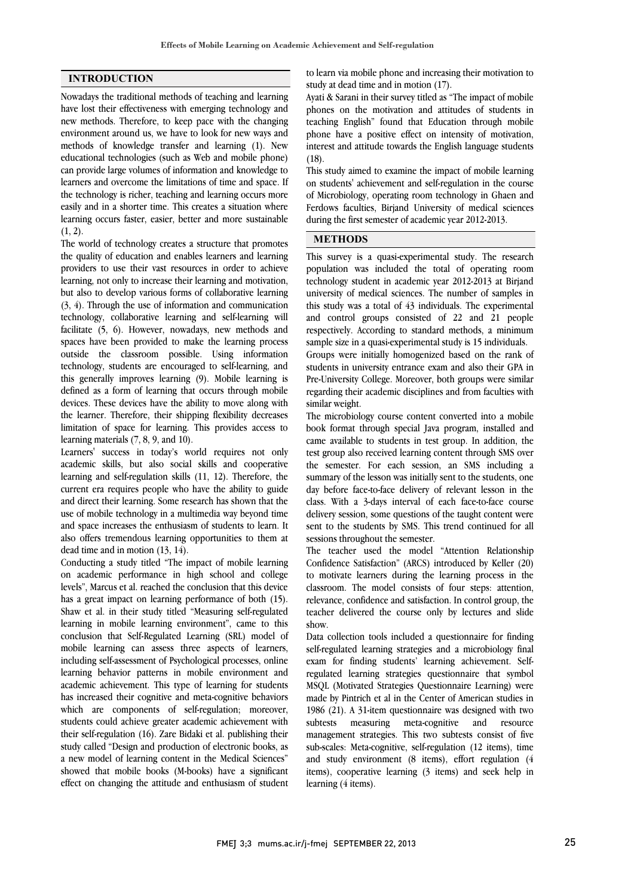## INTRODUCTION

Nowadays the traditional methods of teaching and learning have lost their effectiveness with emerging technology and new methods. Therefore, to keep pace with the changing environment around us, we have to look for new ways and methods of knowledge transfer and learning (1). New educational technologies (such as Web and mobile phone) can provide large volumes of information and knowledge to learners and overcome the limitations of time and space. If the technology is richer, teaching and learning occurs more easily and in a shorter time. This creates a situation where learning occurs faster, easier, better and more sustainable (1, 2).

The world of technology creates a structure that promotes the quality of education and enables learners and learning providers to use their vast resources in order to achieve learning, not only to increase their learning and motivation, but also to develop various forms of collaborative learning (3, 4). Through the use of information and communication technology, collaborative learning and self-learning will facilitate (5, 6). However, nowadays, new methods and spaces have been provided to make the learning process outside the classroom possible. Using information technology, students are encouraged to self-learning, and this generally improves learning (9). Mobile learning is defined as a form of learning that occurs through mobile devices. These devices have the ability to move along with the learner. Therefore, their shipping flexibility decreases limitation of space for learning. This provides access to learning materials (7, 8, 9, and 10).

Learners' success in today's world requires not only academic skills, but also social skills and cooperative learning and self-regulation skills (11, 12). Therefore, the current era requires people who have the ability to guide and direct their learning. Some research has shown that the use of mobile technology in a multimedia way beyond time and space increases the enthusiasm of students to learn. It also offers tremendous learning opportunities to them at dead time and in motion (13, 14).

Conducting a study titled "The impact of mobile learning on academic performance in high school and college levels", Marcus et al. reached the conclusion that this device has a great impact on learning performance of both (15). Shaw et al. in their study titled "Measuring self-regulated learning in mobile learning environment", came to this conclusion that Self-Regulated Learning (SRL) model of mobile learning can assess three aspects of learners, including self-assessment of Psychological processes, online learning behavior patterns in mobile environment and academic achievement. This type of learning for students has increased their cognitive and meta-cognitive behaviors which are components of self-regulation; moreover, students could achieve greater academic achievement with their self-regulation (16). Zare Bidaki et al. publishing their study called "Design and production of electronic books, as a new model of learning content in the Medical Sciences" showed that mobile books (M-books) have a significant effect on changing the attitude and enthusiasm of student to learn via mobile phone and increasing their motivation to study at dead time and in motion (17).

Ayati & Sarani in their survey titled as "The impact of mobile phones on the motivation and attitudes of students in teaching English" found that Education through mobile phone have a positive effect on intensity of motivation, interest and attitude towards the English language students (18).

This study aimed to examine the impact of mobile learning on students' achievement and self-regulation in the course of Microbiology, operating room technology in Ghaen and Ferdows faculties, Birjand University of medical sciences during the first semester of academic year 2012-2013.

## METHODS

This survey is a quasi-experimental study. The research population was included the total of operating room technology student in academic year 2012-2013 at Birjand university of medical sciences. The number of samples in this study was a total of 43 individuals. The experimental and control groups consisted of 22 and 21 people respectively. According to standard methods, a minimum sample size in a quasi-experimental study is 15 individuals.

Groups were initially homogenized based on the rank of students in university entrance exam and also their GPA in Pre-University College. Moreover, both groups were similar regarding their academic disciplines and from faculties with similar weight.

The microbiology course content converted into a mobile book format through special Java program, installed and came available to students in test group. In addition, the test group also received learning content through SMS over the semester. For each session, an SMS including a summary of the lesson was initially sent to the students, one day before face-to-face delivery of relevant lesson in the class. With a 3-days interval of each face-to-face course delivery session, some questions of the taught content were sent to the students by SMS. This trend continued for all sessions throughout the semester.

The teacher used the model "Attention Relationship Confidence Satisfaction" (ARCS) introduced by Keller (20) to motivate learners during the learning process in the classroom. The model consists of four steps: attention, relevance, confidence and satisfaction. In control group, the teacher delivered the course only by lectures and slide show.

Data collection tools included a questionnaire for finding self-regulated learning strategies and a microbiology final exam for finding students' learning achievement. Self-regulated learning strategies questionnaire that symbol MSQL (Motivated Strategies Questionnaire Learning) were made by Pintrich et al in the Center of American studies in 1986 (21). A 31-item questionnaire was designed with two subtests measuring meta-cognitive and resource management strategies. This two subtests consist of five sub-scales: Meta-cognitive, self-regulation (12 items), time and study environment (8 items), effort regulation (4 items), cooperative learning (3 items) and seek help in learning (4 items).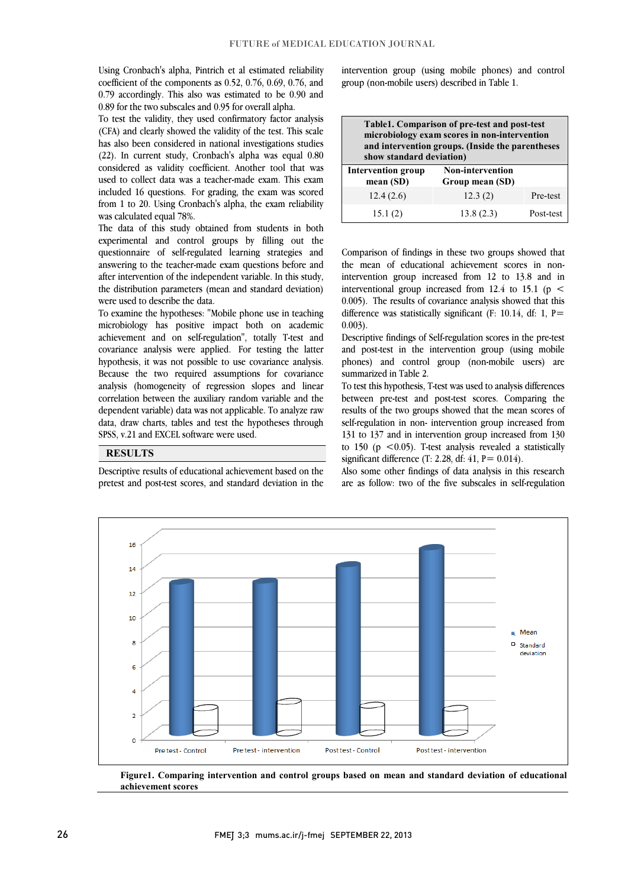Using Cronbach's alpha, Pintrich et al estimated reliability coefficient of the components as 0.52, 0.76, 0.69, 0.76, and 0.79 accordingly. This also was estimated to be 0.90 and 0.89 for the two subscales and 0.95 for overall alpha.

To test the validity, they used confirmatory factor analysis (CFA) and clearly showed the validity of the test. This scale has also been considered in national investigations studies (22). In current study, Cronbach's alpha was equal 0.80 considered as validity coefficient. Another tool that was used to collect data was a teacher-made exam. This exam included 16 questions. For grading, the exam was scored from 1 to 20. Using Cronbach's alpha, the exam reliability was calculated equal 78%.

The data of this study obtained from students in both experimental and control groups by filling out the questionnaire of self-regulated learning strategies and answering to the teacher-made exam questions before and after intervention of the independent variable. In this study, the distribution parameters (mean and standard deviation) were used to describe the data.

To examine the hypotheses: "Mobile phone use in teaching microbiology has positive impact both on academic achievement and on self-regulation", totally T-test and covariance analysis were applied. For testing the latter hypothesis, it was not possible to use covariance analysis. Because the two required assumptions for covariance analysis (homogeneity of regression slopes and linear correlation between the auxiliary random variable and the dependent variable) data was not applicable. To analyze raw data, draw charts, tables and test the hypotheses through SPSS, v.21 and EXCEL software were used.

## RESULTS

Descriptive results of educational achievement based on the pretest and post-test scores, and standard deviation in the intervention group (using mobile phones) and control group (non-mobile users) described in Table 1.

**Table1. Comparison of pre-test and post-test microbiology exam scores in non-intervention and intervention groups. (Inside the parentheses show standard deviation)**

| Intervention group mean (SD) | Non-intervention Group mean (SD) | |
|---|---|---|
| 12.4 (2.6) | 12.3 (2) | Pre-test |
| 15.1 (2) | 13.8 (2.3) | Post-test |

Comparison of findings in these two groups showed that the mean of educational achievement scores in non-intervention group increased from 12 to 13.8 and in interventional group increased from 12.4 to 15.1 ($p < 0.005$). The results of covariance analysis showed that this difference was statistically significant (F: 10.14, df: 1, P= 0.003).

Descriptive findings of Self-regulation scores in the pre-test and post-test in the intervention group (using mobile phones) and control group (non-mobile users) are summarized in Table 2.

To test this hypothesis, T-test was used to analysis differences between pre-test and post-test scores. Comparing the results of the two groups showed that the mean scores of self-regulation in non- intervention group increased from 131 to 137 and in intervention group increased from 130 to 150 ($p < 0.05$). T-test analysis revealed a statistically significant difference (T: 2.28, df: 41, P= 0.014).

Also some other findings of data analysis in this research are as follow: two of the five subscales in self-regulation

**Figure1. Comparing intervention and control groups based on mean and standard deviation of educational achievement scores**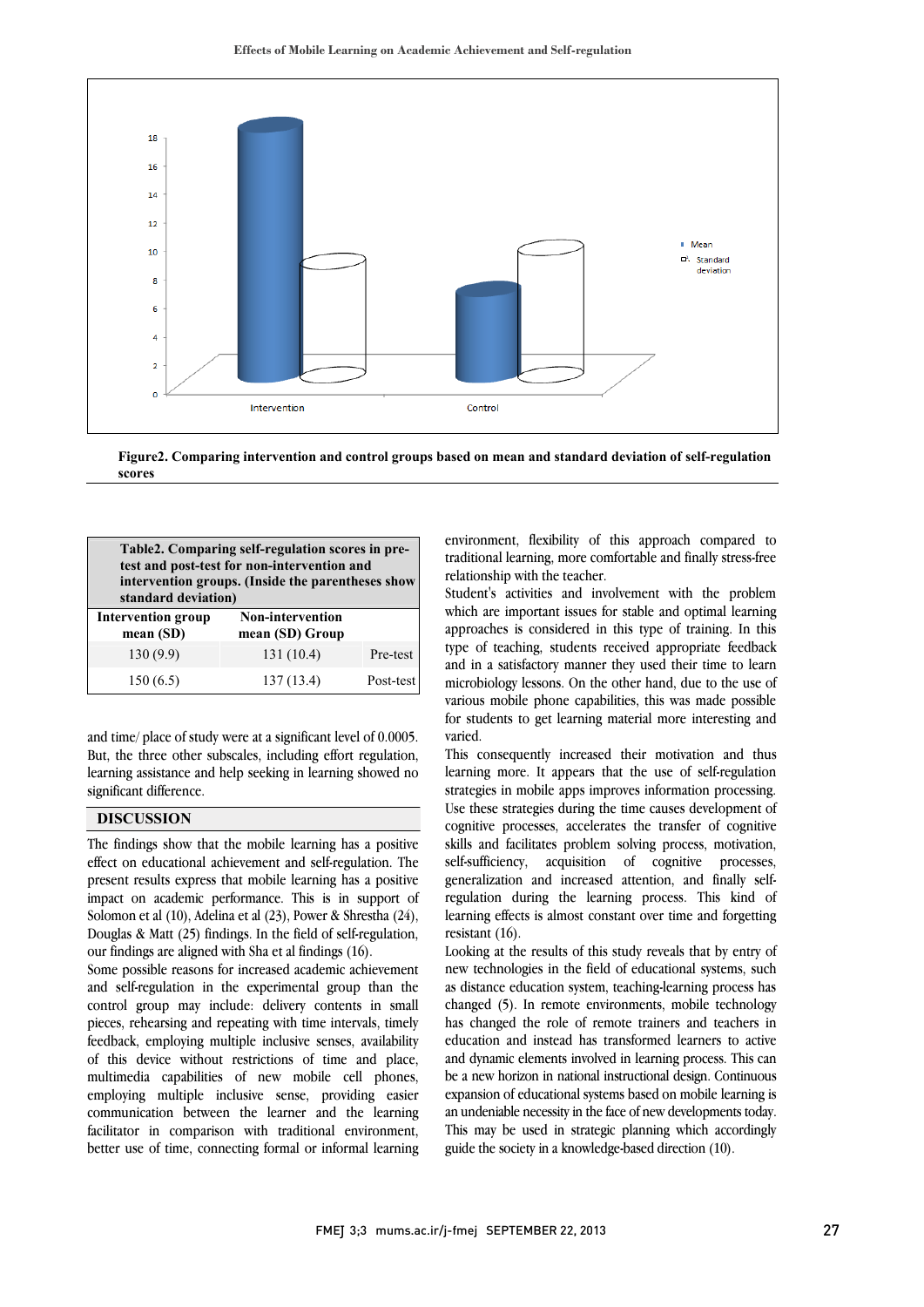Figure2. Comparing intervention and control groups based on mean and standard deviation of self-regulation scores

| Table2. Comparing self-regulation scores in pre-test and post-test for non-intervention and intervention groups. (Inside the parentheses show standard deviation) | | |
|---|---|---|
| **Intervention group mean (SD)** | **Non-intervention mean (SD) Group** | |
| 130 (9.9) | 131 (10.4) | Pre-test |
| 150 (6.5) | 137 (13.4) | Post-test |

and time/ place of study were at a significant level of 0.0005. But, the three other subscales, including effort regulation, learning assistance and help seeking in learning showed no significant difference.

## DISCUSSION

The findings show that the mobile learning has a positive effect on educational achievement and self-regulation. The present results express that mobile learning has a positive impact on academic performance. This is in support of Solomon et al (10), Adelina et al (23), Power & Shrestha (24), Douglas & Matt (25) findings. In the field of self-regulation, our findings are aligned with Sha et al findings (16).

Some possible reasons for increased academic achievement and self-regulation in the experimental group than the control group may include: delivery contents in small pieces, rehearsing and repeating with time intervals, timely feedback, employing multiple inclusive senses, availability of this device without restrictions of time and place, multimedia capabilities of new mobile cell phones, employing multiple inclusive sense, providing easier communication between the learner and the learning facilitator in comparison with traditional environment, better use of time, connecting formal or informal learning environment, flexibility of this approach compared to traditional learning, more comfortable and finally stress-free relationship with the teacher.

Student's activities and involvement with the problem which are important issues for stable and optimal learning approaches is considered in this type of training. In this type of teaching, students received appropriate feedback and in a satisfactory manner they used their time to learn microbiology lessons. On the other hand, due to the use of various mobile phone capabilities, this was made possible for students to get learning material more interesting and varied.

This consequently increased their motivation and thus learning more. It appears that the use of self-regulation strategies in mobile apps improves information processing. Use these strategies during the time causes development of cognitive processes, accelerates the transfer of cognitive skills and facilitates problem solving process, motivation, self-sufficiency, acquisition of cognitive processes, generalization and increased attention, and finally self-regulation during the learning process. This kind of learning effects is almost constant over time and forgetting resistant (16).

Looking at the results of this study reveals that by entry of new technologies in the field of educational systems, such as distance education system, teaching-learning process has changed (5). In remote environments, mobile technology has changed the role of remote trainers and teachers in education and instead has transformed learners to active and dynamic elements involved in learning process. This can be a new horizon in national instructional design. Continuous expansion of educational systems based on mobile learning is an undeniable necessity in the face of new developments today. This may be used in strategic planning which accordingly guide the society in a knowledge-based direction (10).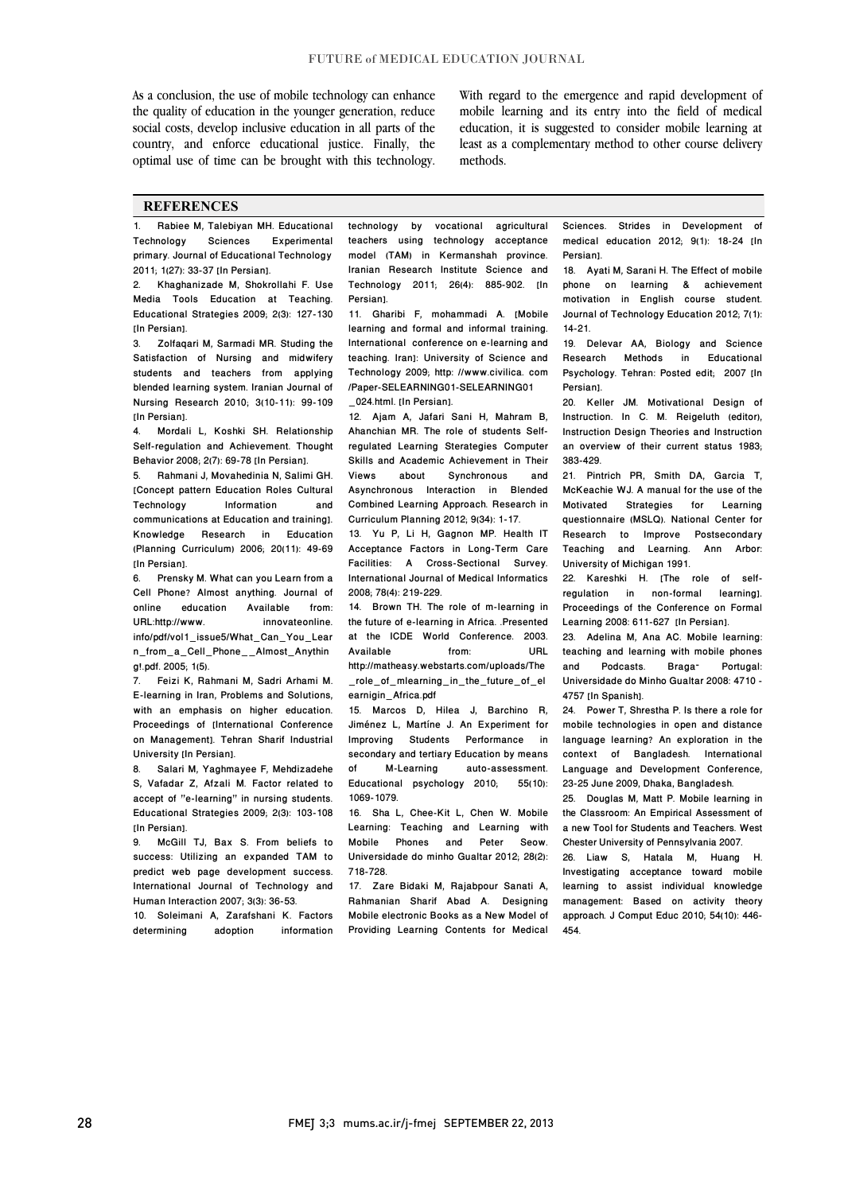As a conclusion, the use of mobile technology can enhance the quality of education in the younger generation, reduce social costs, develop inclusive education in all parts of the country, and enforce educational justice. Finally, the optimal use of time can be brought with this technology.

With regard to the emergence and rapid development of mobile learning and its entry into the field of medical education, it is suggested to consider mobile learning at least as a complementary method to other course delivery methods.

## REFERENCES

1. Rabiee M, Talebiyan MH. Educational Technology Sciences Experimental primary. Journal of Educational Technology 2011; 1(27): 33-37 [In Persian].
2. Khaghanizade M, Shokrollahi F. Use Media Tools Education at Teaching. Educational Strategies 2009; 2(3): 127-130 [In Persian].
3. Zolfaqari M, Sarmadi MR. Studing the Satisfaction of Nursing and midwifery students and teachers from applying blended learning system. Iranian Journal of Nursing Research 2010; 3(10-11): 99-109 [In Persian].
4. Mordali L, Koshki SH. Relationship Self-regulation and Achievement. Thought Behavior 2008; 2(7): 69-78 [In Persian].
5. Rahmani J, Movahedinia N, Salimi GH. [Concept pattern Education Roles Cultural Technology Information and communications at Education and training]. Knowledge Research in Education (Planning Curriculum) 2006; 20(11): 49-69 [In Persian].
6. Prensky M. What can you Learn from a Cell Phone? Almost anything. Journal of online education Available from: URL:http://www. innovateonline. info/pdf/vol1_issue5/What_Can_You_Learn_from_a_Cell_Phone__Almost_Anything!.pdf. 2005; 1(5).
7. Feizi K, Rahmani M, Sadri Arhami M. E-learning in Iran, Problems and Solutions, with an emphasis on higher education. Proceedings of [International Conference on Management]. Tehran Sharif Industrial University [In Persian].
8. Salari M, Yaghmayee F, Mehdizadehe S, Vafadar Z, Afzali M. Factor related to accept of "e-learning" in nursing students. Educational Strategies 2009; 2(3): 103-108 [In Persian].
9. McGill TJ, Bax S. From beliefs to success: Utilizing an expanded TAM to predict web page development success. International Journal of Technology and Human Interaction 2007; 3(3): 36-53.
10. Soleimani A, Zarafshani K. Factors determining adoption information technology by vocational agricultural teachers using technology acceptance model (TAM) in Kermanshah province. Iranian Research Institute Science and Technology 2011; 26(4): 885-902. [In Persian].
11. Gharibi F, mohammadi A. [Mobile learning and formal and informal training. International conference on e-learning and teaching. Iran]: University of Science and Technology 2009; http: //www.civilica. com /Paper-SELEARNING01-SELEARNING01 _024.html. [In Persian].
12. Ajam A, Jafari Sani H, Mahram B, Ahanchian MR. The role of students Self-regulated Learning Sterategies Computer Skills and Academic Achievement in Their Views about Synchronous and Asynchronous Interaction in Blended Combined Learning Approach. Research in Curriculum Planning 2012; 9(34): 1-17.
13. Yu P, Li H, Gagnon MP. Health IT Acceptance Factors in Long-Term Care Facilities: A Cross-Sectional Survey. International Journal of Medical Informatics 2008; 78(4): 219-229.
14. Brown TH. The role of m-learning in the future of e-learning in Africa. .Presented at the ICDE World Conference. 2003. Available from: URL http://matheasy.webstarts.com/uploads/The_role_of_mlearning_in_the_future_of_elearnigin_Africa.pdf
15. Marcos D, Hilea J, Barchino R, Jiménez L, Martíne J. An Experiment for Improving Students Performance in secondary and tertiary Education by means of M-Learning auto-assessment. Educational psychology 2010; 55(10): 1069-1079.
16. Sha L, Chee-Kit L, Chen W. Mobile Learning: Teaching and Learning with Mobile Phones and Peter Seow. Universidade do minho Gualtar 2012; 28(2): 718-728.
17. Zare Bidaki M, Rajabpour Sanati A, Rahmanian Sharif Abad A. Designing Mobile electronic Books as a New Model of Providing Learning Contents for Medical Sciences. Strides in Development of medical education 2012; 9(1): 18-24 [In Persian].
18. Ayati M, Sarani H. The Effect of mobile phone on learning & achievement motivation in English course student. Journal of Technology Education 2012; 7(1): 14-21.
19. Delevar AA, Biology and Science Research Methods in Educational Psychology. Tehran: Posted edit; 2007 [In Persian].
20. Keller JM. Motivational Design of Instruction. In C. M. Reigeluth (editor), Instruction Design Theories and Instruction an overview of their current status 1983; 383-429.
21. Pintrich PR, Smith DA, Garcia T, McKeachie WJ. A manual for the use of the Motivated Strategies for Learning questionnaire (MSLQ). National Center for Research to Improve Postsecondary Teaching and Learning. Ann Arbor: University of Michigan 1991.
22. Kareshki H. [The role of self-regulation in non-formal learning]. Proceedings of the Conference on Formal Learning 2008: 611-627 [In Persian].
23. Adelina M, Ana AC. Mobile learning: teaching and learning with mobile phones and Podcasts. Braga- Portugal: Universidade do Minho Gualtar 2008: 4710 - 4757 [In Spanish].
24. Power T, Shrestha P. Is there a role for mobile technologies in open and distance language learning? An exploration in the context of Bangladesh. International Language and Development Conference, 23-25 June 2009, Dhaka, Bangladesh.
25. Douglas M, Matt P. Mobile learning in the Classroom: An Empirical Assessment of a new Tool for Students and Teachers. West Chester University of Pennsylvania 2007.
26. Liaw S, Hatala M, Huang H. Investigating acceptance toward mobile learning to assist individual knowledge management: Based on activity theory approach. J Comput Educ 2010; 54(10): 446-454.